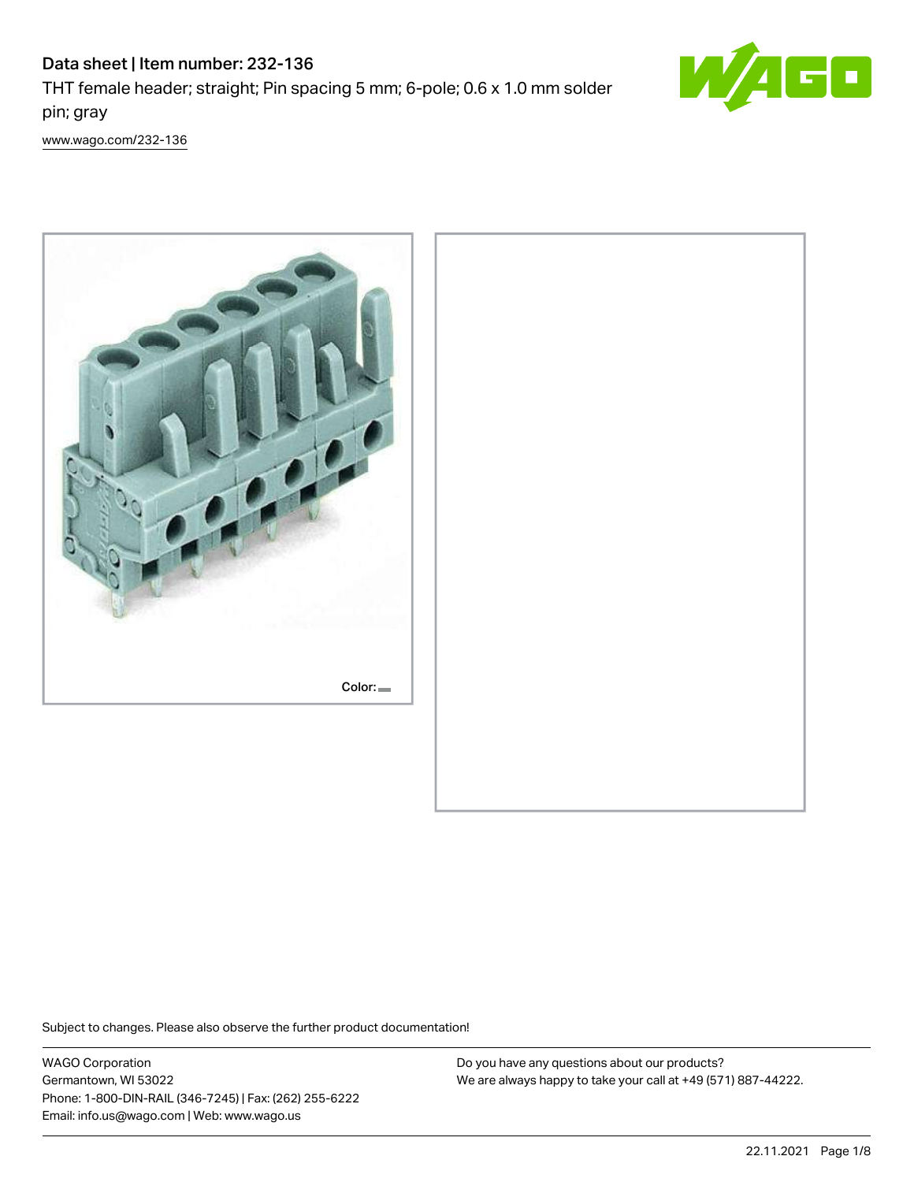# Data sheet | Item number: 232-136

THT female header; straight; Pin spacing 5 mm; 6-pole; 0.6 x 1.0 mm solder pin; gray

[www.wago.com/232-136](www.wago.com/232-136)

Color:

Subject to changes. Please also observe the further product documentation!

WAGO Corporation
Germantown, WI 53022
Phone: 1-800-DIN-RAIL (346-7245) | Fax: (262) 255-6222
Email: info.us@wago.com | Web: www.wago.us

Do you have any questions about our products?
We are always happy to take your call at +49 (571) 887-44222.

22.11.2021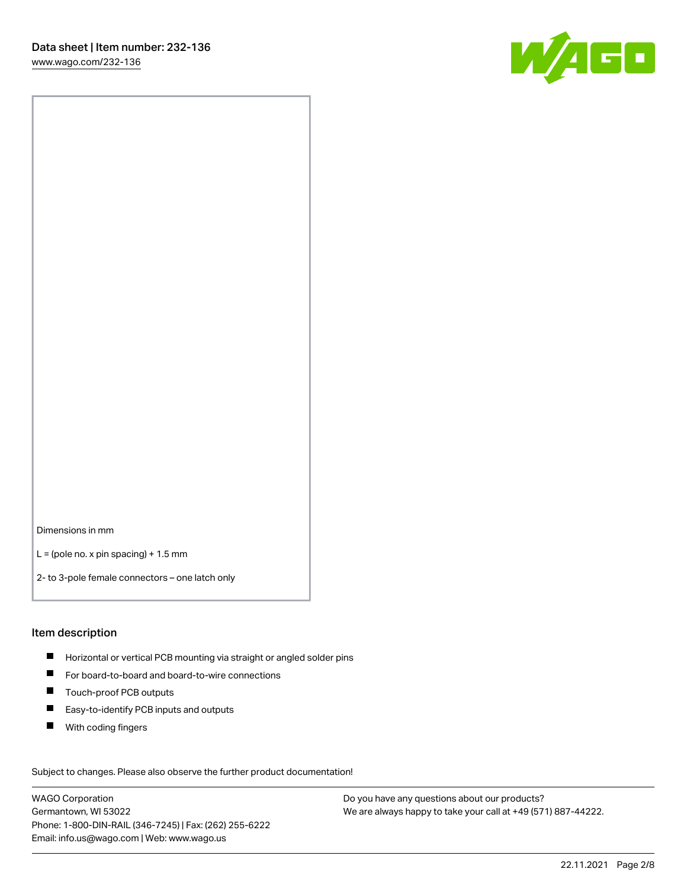Dimensions in mm

L = (pole no. x pin spacing) + 1.5 mm

2- to 3-pole female connectors – one latch only

## Item description

- Horizontal or vertical PCB mounting via straight or angled solder pins
- For board-to-board and board-to-wire connections
- Touch-proof PCB outputs
- Easy-to-identify PCB inputs and outputs
- With coding fingers

Subject to changes. Please also observe the further product documentation!

WAGO Corporation
Germantown, WI 53022
Phone: 1-800-DIN-RAIL (346-7245) | Fax: (262) 255-6222
Email: info.us@wago.com | Web: www.wago.us

Do you have any questions about our products?
We are always happy to take your call at +49 (571) 887-44222.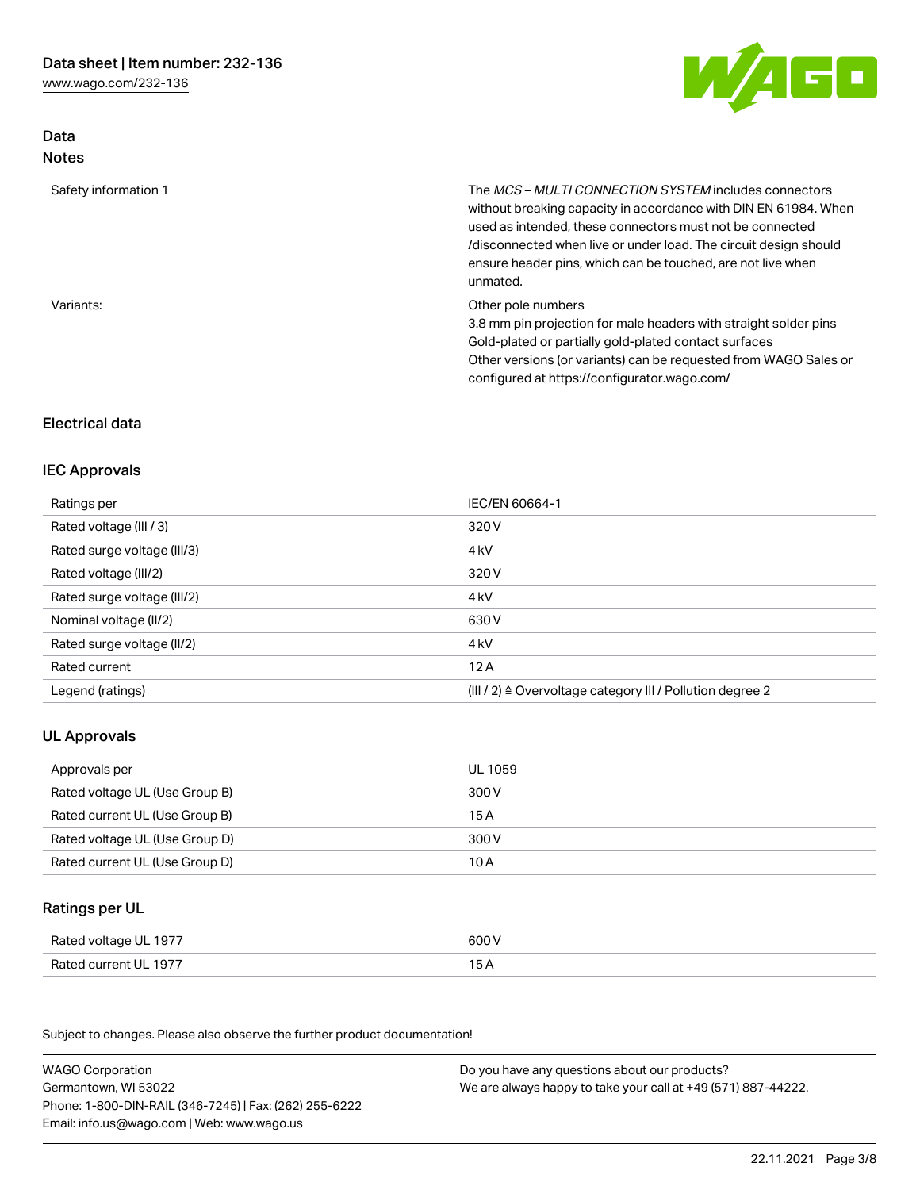## Data
### Notes

| | |
|---|---|
| Safety information 1 | The *MCS – MULTI CONNECTION SYSTEM* includes connectors without breaking capacity in accordance with DIN EN 61984. When used as intended, these connectors must not be connected /disconnected when live or under load. The circuit design should ensure header pins, which can be touched, are not live when unmated. |
| Variants: | Other pole numbers<br>3.8 mm pin projection for male headers with straight solder pins<br>Gold-plated or partially gold-plated contact surfaces<br>Other versions (or variants) can be requested from WAGO Sales or configured at https://configurator.wago.com/ |

## Electrical data

### IEC Approvals

| | |
|---|---|
| Ratings per | IEC/EN 60664-1 |
| Rated voltage (III / 3) | 320 V |
| Rated surge voltage (III/3) | 4 kV |
| Rated voltage (III/2) | 320 V |
| Rated surge voltage (III/2) | 4 kV |
| Nominal voltage (II/2) | 630 V |
| Rated surge voltage (II/2) | 4 kV |
| Rated current | 12 A |
| Legend (ratings) | (III / 2) ≙ Overvoltage category III / Pollution degree 2 |

### UL Approvals

| | |
|---|---|
| Approvals per | UL 1059 |
| Rated voltage UL (Use Group B) | 300 V |
| Rated current UL (Use Group B) | 15 A |
| Rated voltage UL (Use Group D) | 300 V |
| Rated current UL (Use Group D) | 10 A |

### Ratings per UL

| | |
|---|---|
| Rated voltage UL 1977 | 600 V |
| Rated current UL 1977 | 15 A |

Subject to changes. Please also observe the further product documentation!

WAGO Corporation
Germantown, WI 53022
Phone: 1-800-DIN-RAIL (346-7245) | Fax: (262) 255-6222
Email: info.us@wago.com | Web: www.wago.us

Do you have any questions about our products?
We are always happy to take your call at +49 (571) 887-44222.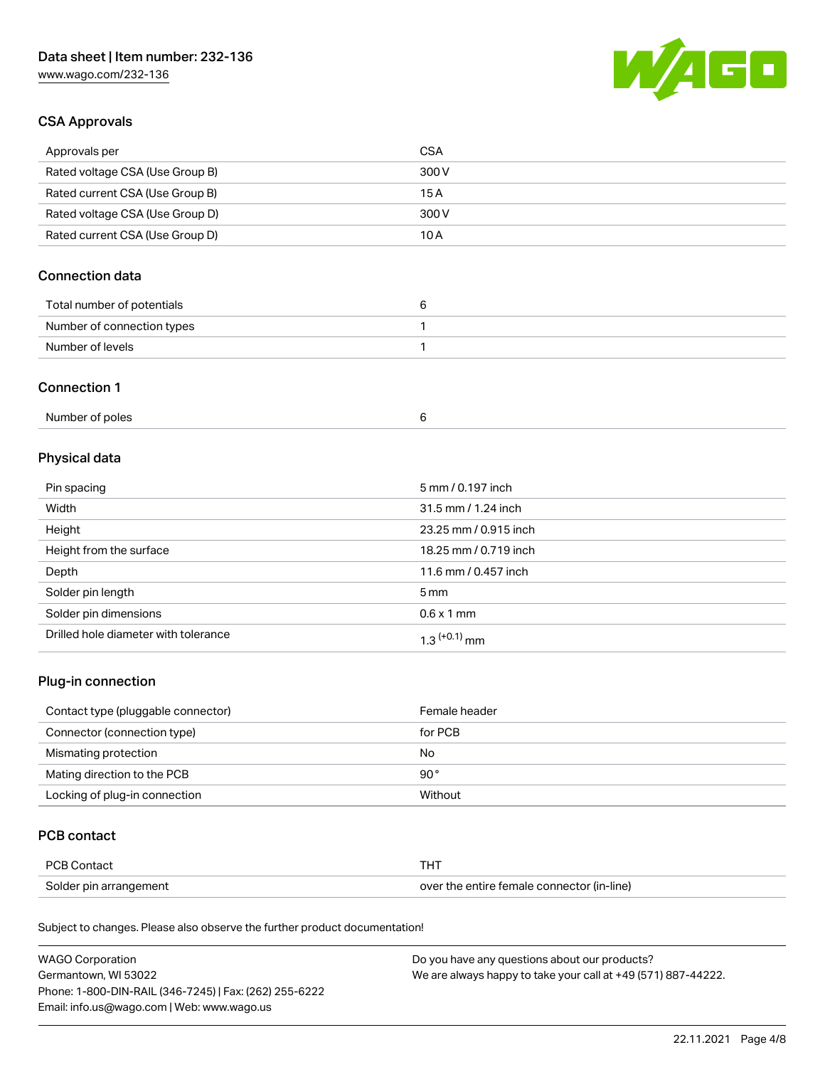## CSA Approvals

| | |
|---|---|
| Approvals per | CSA |
| Rated voltage CSA (Use Group B) | 300 V |
| Rated current CSA (Use Group B) | 15 A |
| Rated voltage CSA (Use Group D) | 300 V |
| Rated current CSA (Use Group D) | 10 A |

## Connection data

| | |
|---|---|
| Total number of potentials | 6 |
| Number of connection types | 1 |
| Number of levels | 1 |

## Connection 1

| | |
|---|---|
| Number of poles | 6 |

## Physical data

| | |
|---|---|
| Pin spacing | 5 mm / 0.197 inch |
| Width | 31.5 mm / 1.24 inch |
| Height | 23.25 mm / 0.915 inch |
| Height from the surface | 18.25 mm / 0.719 inch |
| Depth | 11.6 mm / 0.457 inch |
| Solder pin length | 5 mm |
| Solder pin dimensions | 0.6 x 1 mm |
| Drilled hole diameter with tolerance | $1.3^{(+0.1)}$ mm |

## Plug-in connection

| | |
|---|---|
| Contact type (pluggable connector) | Female header |
| Connector (connection type) | for PCB |
| Mismating protection | No |
| Mating direction to the PCB | 90 ° |
| Locking of plug-in connection | Without |

## PCB contact

| | |
|---|---|
| PCB Contact | THT |
| Solder pin arrangement | over the entire female connector (in-line) |

Subject to changes. Please also observe the further product documentation!

WAGO Corporation
Germantown, WI 53022
Phone: 1-800-DIN-RAIL (346-7245) | Fax: (262) 255-6222
Email: info.us@wago.com | Web: www.wago.us

Do you have any questions about our products?
We are always happy to take your call at +49 (571) 887-44222.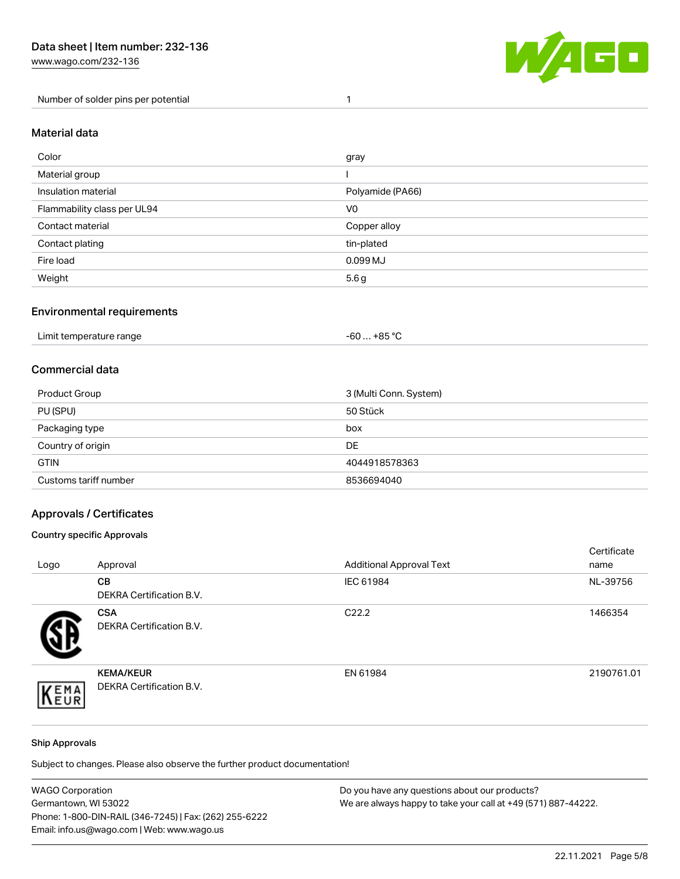| Number of solder pins per potential | 1 |
|---|---|

## Material data

| Color | gray |
|---|---|
| Material group | I |
| Insulation material | Polyamide (PA66) |
| Flammability class per UL94 | V0 |
| Contact material | Copper alloy |
| Contact plating | tin-plated |
| Fire load | 0.099 MJ |
| Weight | 5.6 g |

## Environmental requirements

| Limit temperature range | -60 … +85 °C |
|---|---|

## Commercial data

| Product Group | 3 (Multi Conn. System) |
|---|---|
| PU (SPU) | 50 Stück |
| Packaging type | box |
| Country of origin | DE |
| GTIN | 4044918578363 |
| Customs tariff number | 8536694040 |

## Approvals / Certificates

### Country specific Approvals

| Logo | Approval | Additional Approval Text | Certificate name |
|---|---|---|---|
| | **CB** DEKRA Certification B.V. | IEC 61984 | NL-39756 |
| | **CSA** DEKRA Certification B.V. | C22.2 | 1466354 |
| | **KEMA/KEUR** DEKRA Certification B.V. | EN 61984 | 2190761.01 |

### Ship Approvals

Subject to changes. Please also observe the further product documentation!

WAGO Corporation
Germantown, WI 53022
Phone: 1-800-DIN-RAIL (346-7245) | Fax: (262) 255-6222
Email: info.us@wago.com | Web: www.wago.us

Do you have any questions about our products?
We are always happy to take your call at +49 (571) 887-44222.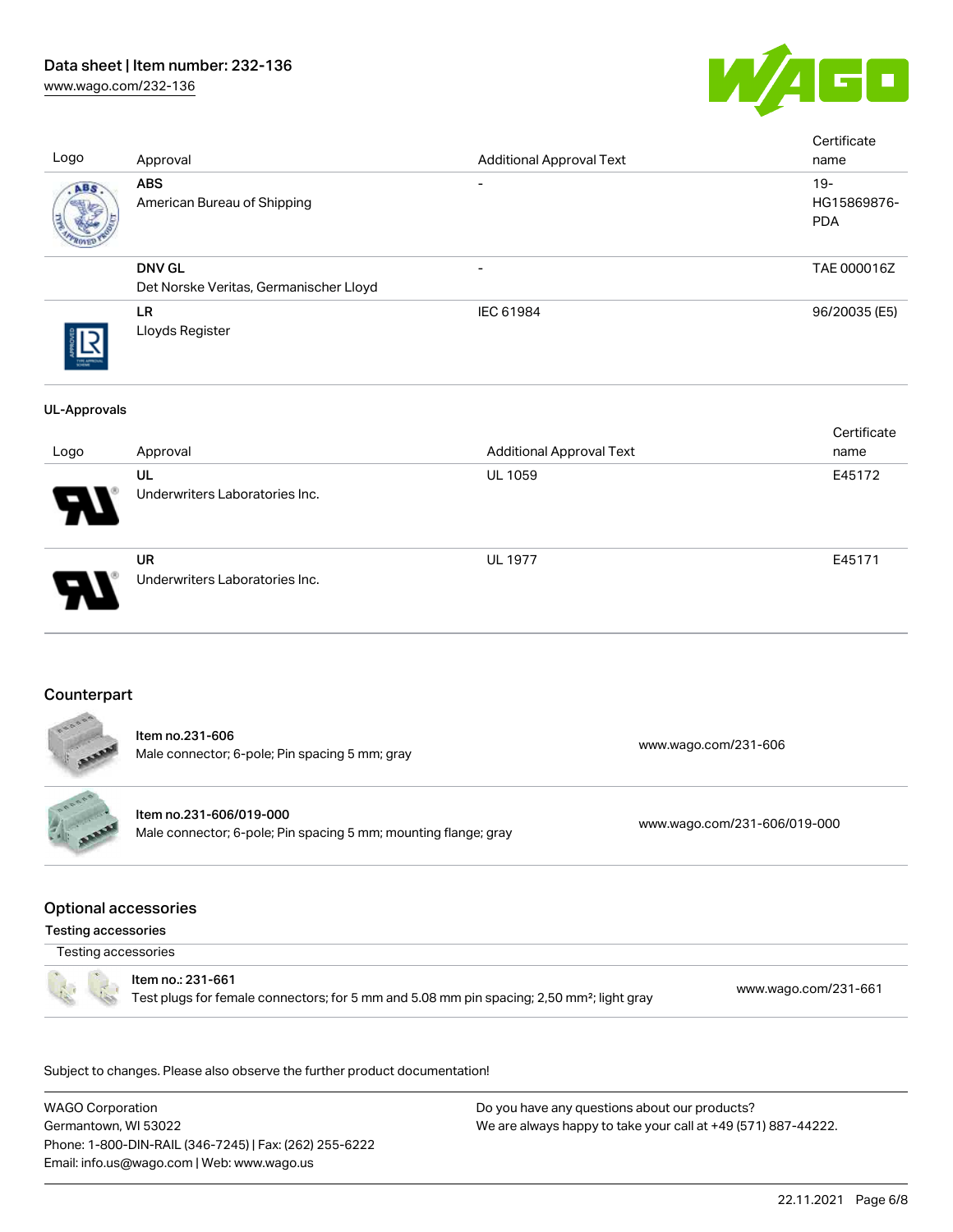| Logo | Approval | Additional Approval Text | Certificate name |
|---|---|---|---|
| | **ABS**<br>American Bureau of Shipping | - | 19-HG15869876-PDA |
| | **DNV GL**<br>Det Norske Veritas, Germanischer Lloyd | - | TAE 000016Z |
| | **LR**<br>Lloyds Register | IEC 61984 | 96/20035 (E5) |

### UL-Approvals

| Logo | Approval | Additional Approval Text | Certificate name |
|---|---|---|---|
| | **UL**<br>Underwriters Laboratories Inc. | UL 1059 | E45172 |
| | **UR**<br>Underwriters Laboratories Inc. | UL 1977 | E45171 |

## Counterpart

| Item | | Link |
|---|---|---|
| | **Item no.231-606**<br>Male connector; 6-pole; Pin spacing 5 mm; gray | www.wago.com/231-606 |
| | **Item no.231-606/019-000**<br>Male connector; 6-pole; Pin spacing 5 mm; mounting flange; gray | www.wago.com/231-606/019-000 |

## Optional accessories

### Testing accessories

Testing accessories

| | Item | Link |
|---|---|---|
| | **Item no.: 231-661**<br>Test plugs for female connectors; for 5 mm and 5.08 mm pin spacing; 2,50 mm²; light gray | www.wago.com/231-661 |

Subject to changes. Please also observe the further product documentation!

WAGO Corporation
Germantown, WI 53022
Phone: 1-800-DIN-RAIL (346-7245) | Fax: (262) 255-6222
Email: info.us@wago.com | Web: www.wago.us

Do you have any questions about our products?
We are always happy to take your call at +49 (571) 887-44222.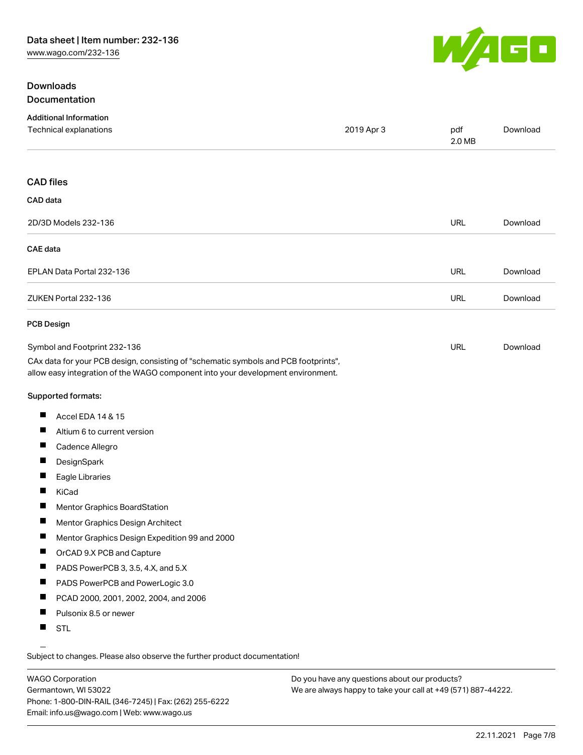## Downloads

### Documentation

**Additional Information**

| Technical explanations | 2019 Apr 3 | pdf 2.0 MB | Download |
| --- | --- | --- | --- |

### CAD files

**CAD data**

| 2D/3D Models 232-136 | URL | Download |
| --- | --- | --- |

**CAE data**

| EPLAN Data Portal 232-136 | URL | Download |
| --- | --- | --- |
| ZUKEN Portal 232-136 | URL | Download |

**PCB Design**

| Symbol and Footprint 232-136 | URL | Download |
| --- | --- | --- |

CAx data for your PCB design, consisting of "schematic symbols and PCB footprints", allow easy integration of the WAGO component into your development environment.

**Supported formats:**

- Accel EDA 14 & 15
- Altium 6 to current version
- Cadence Allegro
- DesignSpark
- Eagle Libraries
- KiCad
- Mentor Graphics BoardStation
- Mentor Graphics Design Architect
- Mentor Graphics Design Expedition 99 and 2000
- OrCAD 9.X PCB and Capture
- PADS PowerPCB 3, 3.5, 4.X, and 5.X
- PADS PowerPCB and PowerLogic 3.0
- PCAD 2000, 2001, 2002, 2004, and 2006
- Pulsonix 8.5 or newer
- STL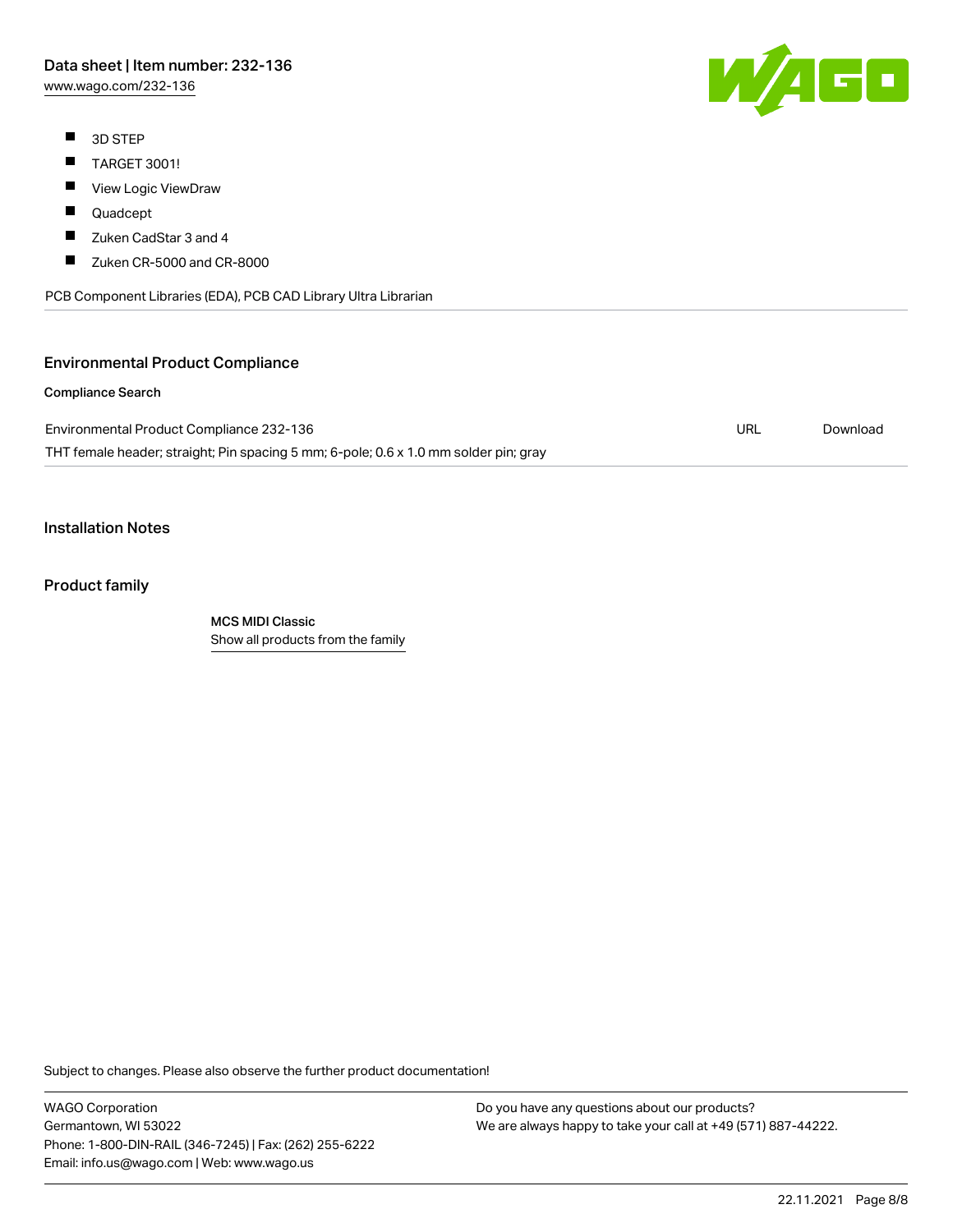- 3D STEP
- TARGET 3001!
- View Logic ViewDraw
- Quadcept
- Zuken CadStar 3 and 4
- Zuken CR-5000 and CR-8000

PCB Component Libraries (EDA), PCB CAD Library Ultra Librarian

## Environmental Product Compliance

### Compliance Search

| | | |
|---|---|---|
| Environmental Product Compliance 232-136 | URL | Download |
| THT female header; straight; Pin spacing 5 mm; 6-pole; 0.6 x 1.0 mm solder pin; gray | | |

## Installation Notes

## Product family

MCS MIDI Classic
Show all products from the family

Subject to changes. Please also observe the further product documentation!

WAGO Corporation
Germantown, WI 53022
Phone: 1-800-DIN-RAIL (346-7245) | Fax: (262) 255-6222
Email: info.us@wago.com | Web: www.wago.us

Do you have any questions about our products?
We are always happy to take your call at +49 (571) 887-44222.